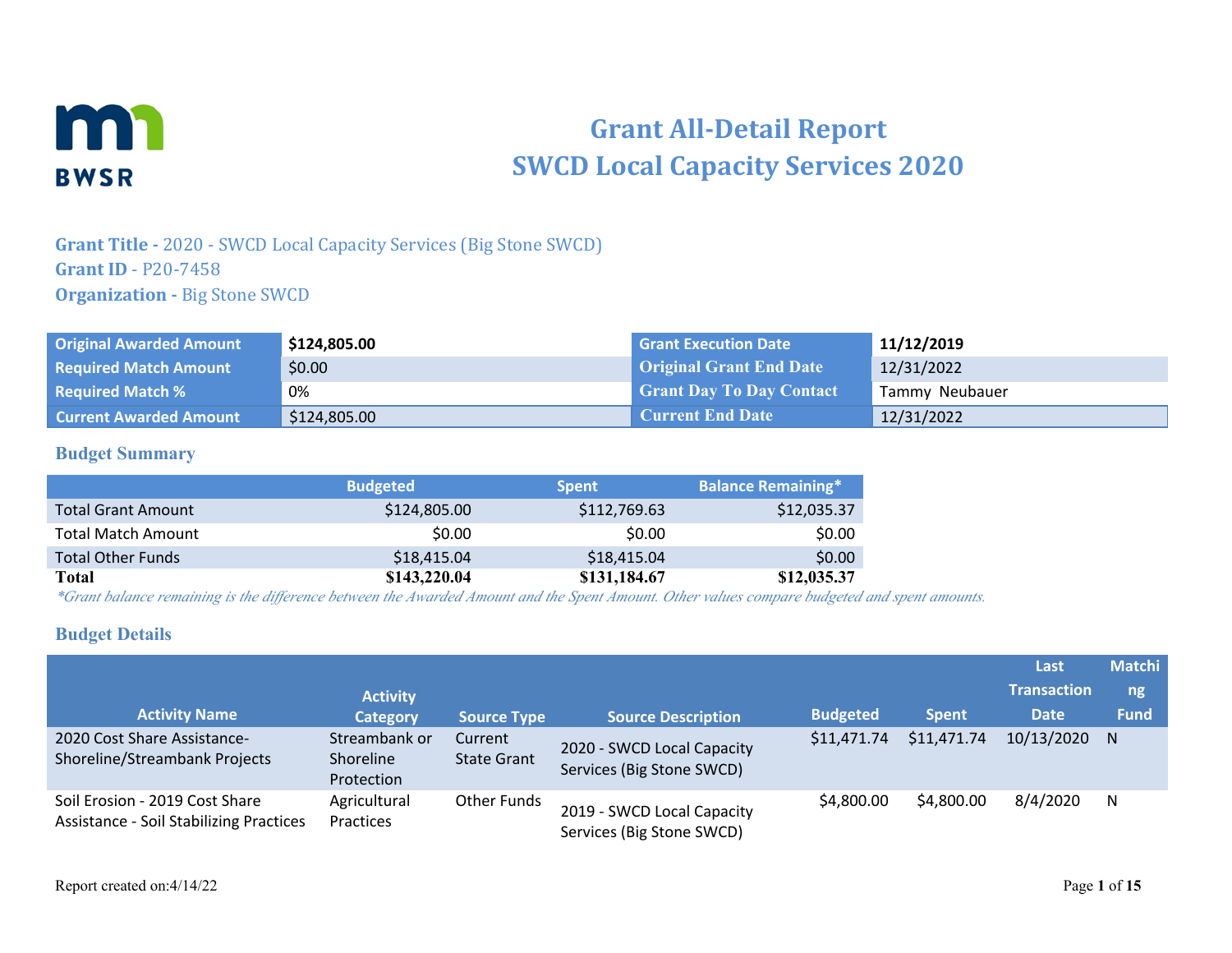# Grant All-Detail Report
# SWCD Local Capacity Services 2020

**Grant Title -** 2020 - SWCD Local Capacity Services (Big Stone SWCD)
**Grant ID** - P20-7458
**Organization -** Big Stone SWCD

| | | | |
|---|---|---|---|
| **Original Awarded Amount** | **$124,805.00** | **Grant Execution Date** | **11/12/2019** |
| **Required Match Amount** | $0.00 | **Original Grant End Date** | 12/31/2022 |
| **Required Match %** | 0% | **Grant Day To Day Contact** | Tammy Neubauer |
| **Current Awarded Amount** | $124,805.00 | **Current End Date** | 12/31/2022 |

## Budget Summary

| | Budgeted | Spent | Balance Remaining* |
|---|---|---|---|
| Total Grant Amount | $124,805.00 | $112,769.63 | $12,035.37 |
| Total Match Amount | $0.00 | $0.00 | $0.00 |
| Total Other Funds | $18,415.04 | $18,415.04 | $0.00 |
| **Total** | **$143,220.04** | **$131,184.67** | **$12,035.37** |

*\*Grant balance remaining is the difference between the Awarded Amount and the Spent Amount. Other values compare budgeted and spent amounts.*

## Budget Details

| Activity Name | Activity Category | Source Type | Source Description | Budgeted | Spent | Last Transaction Date | Matching Fund |
|---|---|---|---|---|---|---|---|
| 2020 Cost Share Assistance-Shoreline/Streambank Projects | Streambank or Shoreline Protection | Current State Grant | 2020 - SWCD Local Capacity Services (Big Stone SWCD) | $11,471.74 | $11,471.74 | 10/13/2020 | N |
| Soil Erosion - 2019 Cost Share Assistance - Soil Stabilizing Practices | Agricultural Practices | Other Funds | 2019 - SWCD Local Capacity Services (Big Stone SWCD) | $4,800.00 | $4,800.00 | 8/4/2020 | N |

Report created on:4/14/22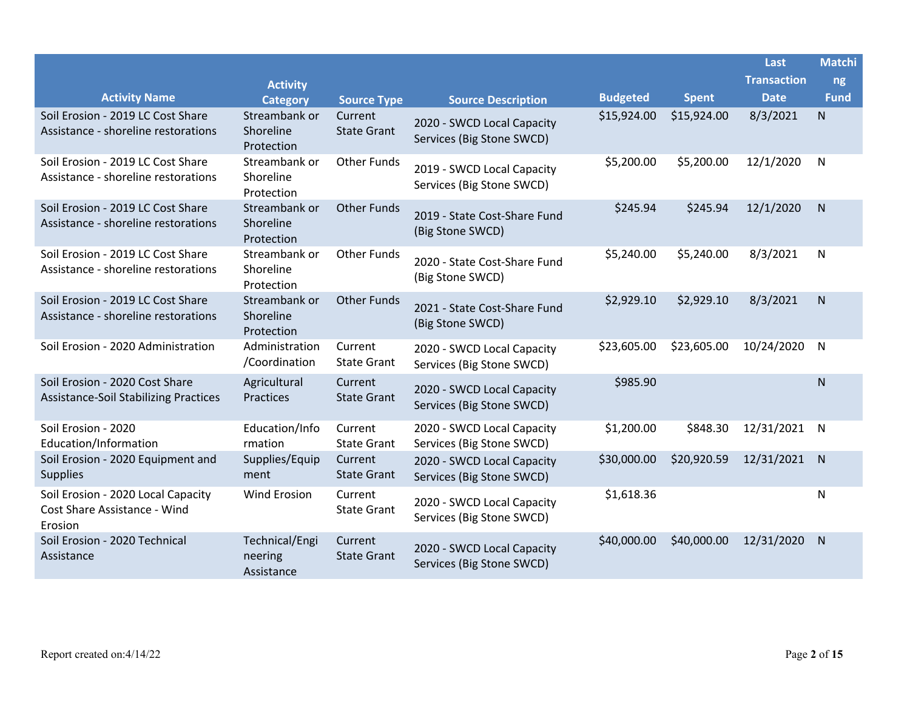| Activity Name | Activity Category | Source Type | Source Description | Budgeted | Spent | Last Transaction Date | Matching Fund |
|---|---|---|---|---|---|---|---|
| Soil Erosion - 2019 LC Cost Share Assistance - shoreline restorations | Streambank or Shoreline Protection | Current State Grant | 2020 - SWCD Local Capacity Services (Big Stone SWCD) | $15,924.00 | $15,924.00 | 8/3/2021 | N |
| Soil Erosion - 2019 LC Cost Share Assistance - shoreline restorations | Streambank or Shoreline Protection | Other Funds | 2019 - SWCD Local Capacity Services (Big Stone SWCD) | $5,200.00 | $5,200.00 | 12/1/2020 | N |
| Soil Erosion - 2019 LC Cost Share Assistance - shoreline restorations | Streambank or Shoreline Protection | Other Funds | 2019 - State Cost-Share Fund (Big Stone SWCD) | $245.94 | $245.94 | 12/1/2020 | N |
| Soil Erosion - 2019 LC Cost Share Assistance - shoreline restorations | Streambank or Shoreline Protection | Other Funds | 2020 - State Cost-Share Fund (Big Stone SWCD) | $5,240.00 | $5,240.00 | 8/3/2021 | N |
| Soil Erosion - 2019 LC Cost Share Assistance - shoreline restorations | Streambank or Shoreline Protection | Other Funds | 2021 - State Cost-Share Fund (Big Stone SWCD) | $2,929.10 | $2,929.10 | 8/3/2021 | N |
| Soil Erosion - 2020 Administration | Administration /Coordination | Current State Grant | 2020 - SWCD Local Capacity Services (Big Stone SWCD) | $23,605.00 | $23,605.00 | 10/24/2020 | N |
| Soil Erosion - 2020 Cost Share Assistance-Soil Stabilizing Practices | Agricultural Practices | Current State Grant | 2020 - SWCD Local Capacity Services (Big Stone SWCD) | $985.90 | | | N |
| Soil Erosion - 2020 Education/Information | Education/Information | Current State Grant | 2020 - SWCD Local Capacity Services (Big Stone SWCD) | $1,200.00 | $848.30 | 12/31/2021 | N |
| Soil Erosion - 2020 Equipment and Supplies | Supplies/Equipment | Current State Grant | 2020 - SWCD Local Capacity Services (Big Stone SWCD) | $30,000.00 | $20,920.59 | 12/31/2021 | N |
| Soil Erosion - 2020 Local Capacity Cost Share Assistance - Wind Erosion | Wind Erosion | Current State Grant | 2020 - SWCD Local Capacity Services (Big Stone SWCD) | $1,618.36 | | | N |
| Soil Erosion - 2020 Technical Assistance | Technical/Engineering Assistance | Current State Grant | 2020 - SWCD Local Capacity Services (Big Stone SWCD) | $40,000.00 | $40,000.00 | 12/31/2020 | N |

Report created on:4/14/22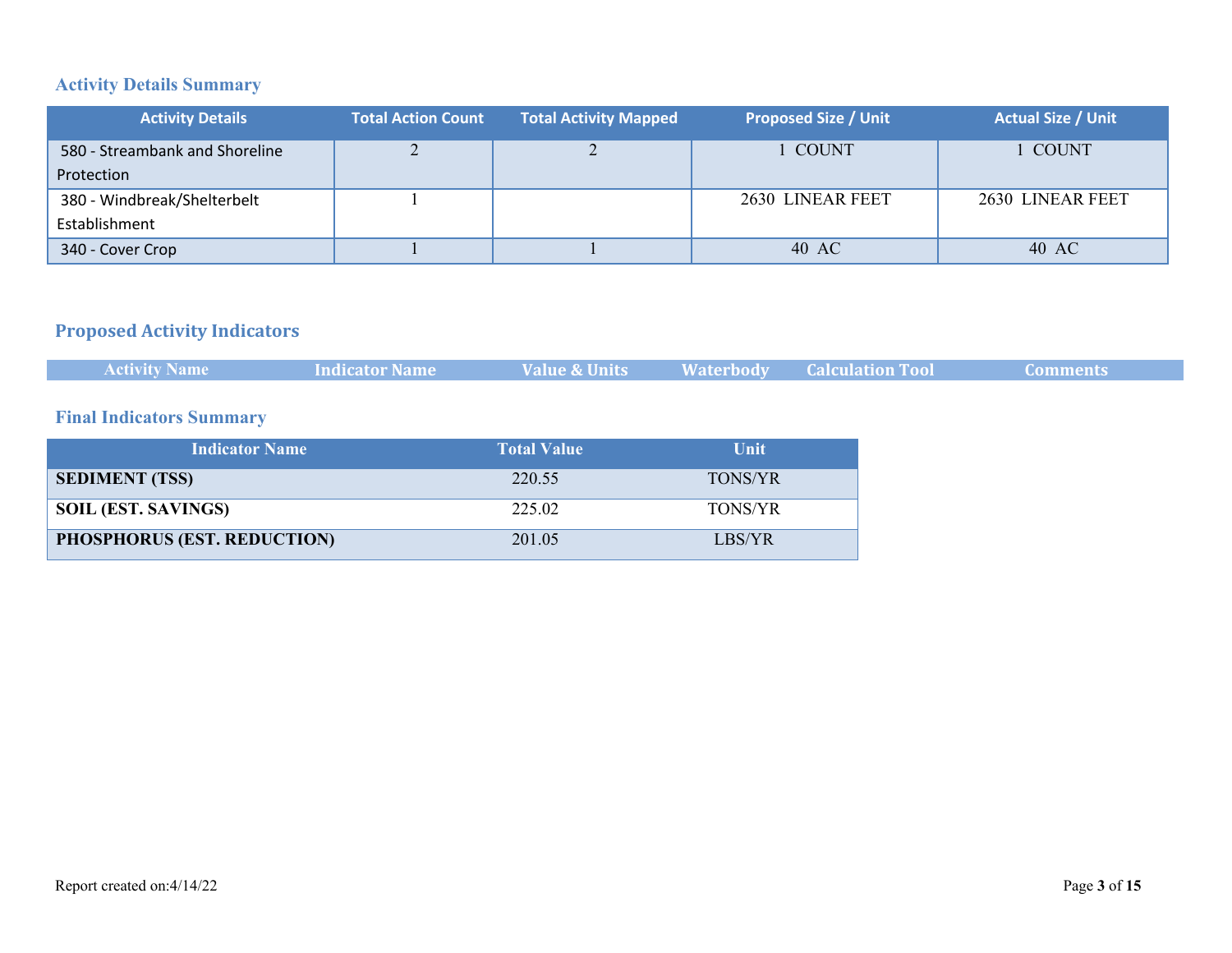## Activity Details Summary

| Activity Details | Total Action Count | Total Activity Mapped | Proposed Size / Unit | Actual Size / Unit |
|---|---|---|---|---|
| 580 - Streambank and Shoreline Protection | 2 | 2 | 1 COUNT | 1 COUNT |
| 380 - Windbreak/Shelterbelt Establishment | 1 | | 2630 LINEAR FEET | 2630 LINEAR FEET |
| 340 - Cover Crop | 1 | 1 | 40 AC | 40 AC |

## Proposed Activity Indicators

| Activity Name | Indicator Name | Value & Units | Waterbody | Calculation Tool | Comments |
|---|---|---|---|---|---|

## Final Indicators Summary

| Indicator Name | Total Value | Unit |
|---|---|---|
| **SEDIMENT (TSS)** | 220.55 | TONS/YR |
| **SOIL (EST. SAVINGS)** | 225.02 | TONS/YR |
| **PHOSPHORUS (EST. REDUCTION)** | 201.05 | LBS/YR |

Report created on:4/14/22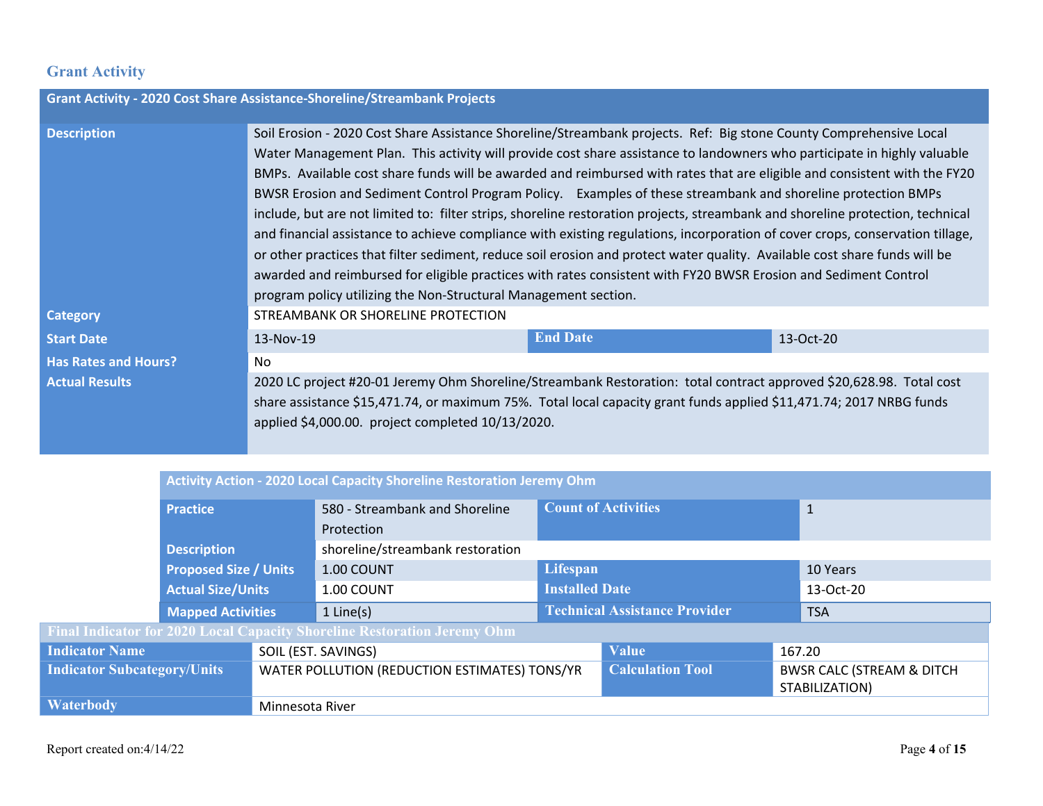## Grant Activity

| Grant Activity - 2020 Cost Share Assistance-Shoreline/Streambank Projects | | | |
|---|---|---|---|
| **Description** | Soil Erosion - 2020 Cost Share Assistance Shoreline/Streambank projects. Ref: Big stone County Comprehensive Local Water Management Plan. This activity will provide cost share assistance to landowners who participate in highly valuable BMPs. Available cost share funds will be awarded and reimbursed with rates that are eligible and consistent with the FY20 BWSR Erosion and Sediment Control Program Policy. Examples of these streambank and shoreline protection BMPs include, but are not limited to: filter strips, shoreline restoration projects, streambank and shoreline protection, technical and financial assistance to achieve compliance with existing regulations, incorporation of cover crops, conservation tillage, or other practices that filter sediment, reduce soil erosion and protect water quality. Available cost share funds will be awarded and reimbursed for eligible practices with rates consistent with FY20 BWSR Erosion and Sediment Control program policy utilizing the Non-Structural Management section. | | |
| **Category** | STREAMBANK OR SHORELINE PROTECTION | | |
| **Start Date** | 13-Nov-19 | **End Date** | 13-Oct-20 |
| **Has Rates and Hours?** | No | | |
| **Actual Results** | 2020 LC project #20-01 Jeremy Ohm Shoreline/Streambank Restoration: total contract approved $20,628.98. Total cost share assistance $15,471.74, or maximum 75%. Total local capacity grant funds applied $11,471.74; 2017 NRBG funds applied $4,000.00. project completed 10/13/2020. | | |

| Activity Action - 2020 Local Capacity Shoreline Restoration Jeremy Ohm | | | |
|---|---|---|---|
| **Practice** | 580 - Streambank and Shoreline Protection | **Count of Activities** | 1 |
| **Description** | shoreline/streambank restoration | | |
| **Proposed Size / Units** | 1.00 COUNT | **Lifespan** | 10 Years |
| **Actual Size/Units** | 1.00 COUNT | **Installed Date** | 13-Oct-20 |
| **Mapped Activities** | 1 Line(s) | **Technical Assistance Provider** | TSA |

| Final Indicator for 2020 Local Capacity Shoreline Restoration Jeremy Ohm | | | |
|---|---|---|---|
| **Indicator Name** | SOIL (EST. SAVINGS) | **Value** | 167.20 |
| **Indicator Subcategory/Units** | WATER POLLUTION (REDUCTION ESTIMATES) TONS/YR | **Calculation Tool** | BWSR CALC (STREAM & DITCH STABILIZATION) |
| **Waterbody** | Minnesota River | | |

Report created on:4/14/22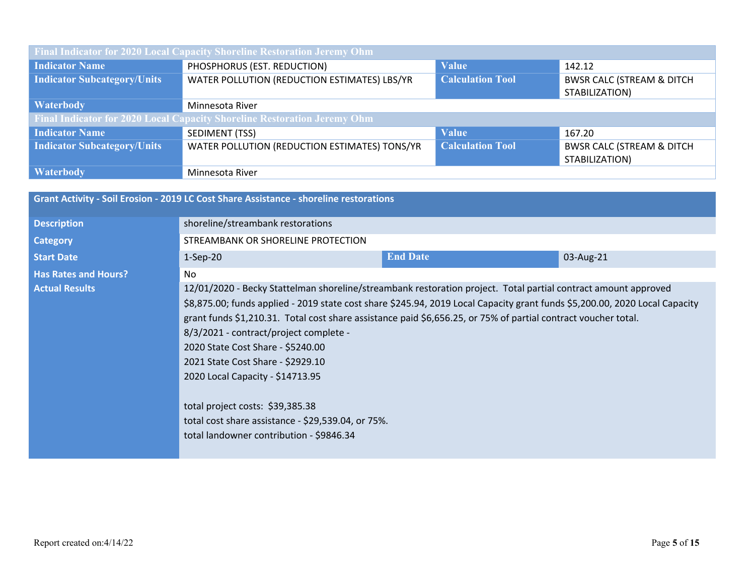| Final Indicator for 2020 Local Capacity Shoreline Restoration Jeremy Ohm | | | |
|---|---|---|---|
| **Indicator Name** | PHOSPHORUS (EST. REDUCTION) | **Value** | 142.12 |
| **Indicator Subcategory/Units** | WATER POLLUTION (REDUCTION ESTIMATES) LBS/YR | **Calculation Tool** | BWSR CALC (STREAM & DITCH STABILIZATION) |
| **Waterbody** | Minnesota River | | |

| Final Indicator for 2020 Local Capacity Shoreline Restoration Jeremy Ohm | | | |
|---|---|---|---|
| **Indicator Name** | SEDIMENT (TSS) | **Value** | 167.20 |
| **Indicator Subcategory/Units** | WATER POLLUTION (REDUCTION ESTIMATES) TONS/YR | **Calculation Tool** | BWSR CALC (STREAM & DITCH STABILIZATION) |
| **Waterbody** | Minnesota River | | |

| Grant Activity - Soil Erosion - 2019 LC Cost Share Assistance - shoreline restorations | | | |
|---|---|---|---|
| **Description** | shoreline/streambank restorations | | |
| **Category** | STREAMBANK OR SHORELINE PROTECTION | | |
| **Start Date** | 1-Sep-20 | **End Date** | 03-Aug-21 |
| **Has Rates and Hours?** | No | | |
| **Actual Results** | 12/01/2020 - Becky Stattelman shoreline/streambank restoration project. Total partial contract amount approved $8,875.00; funds applied - 2019 state cost share $245.94, 2019 Local Capacity grant funds $5,200.00, 2020 Local Capacity grant funds $1,210.31. Total cost share assistance paid $6,656.25, or 75% of partial contract voucher total.<br>8/3/2021 - contract/project complete -<br>2020 State Cost Share - $5240.00<br>2021 State Cost Share - $2929.10<br>2020 Local Capacity - $14713.95<br><br>total project costs: $39,385.38<br>total cost share assistance - $29,539.04, or 75%.<br>total landowner contribution - $9846.34 | | |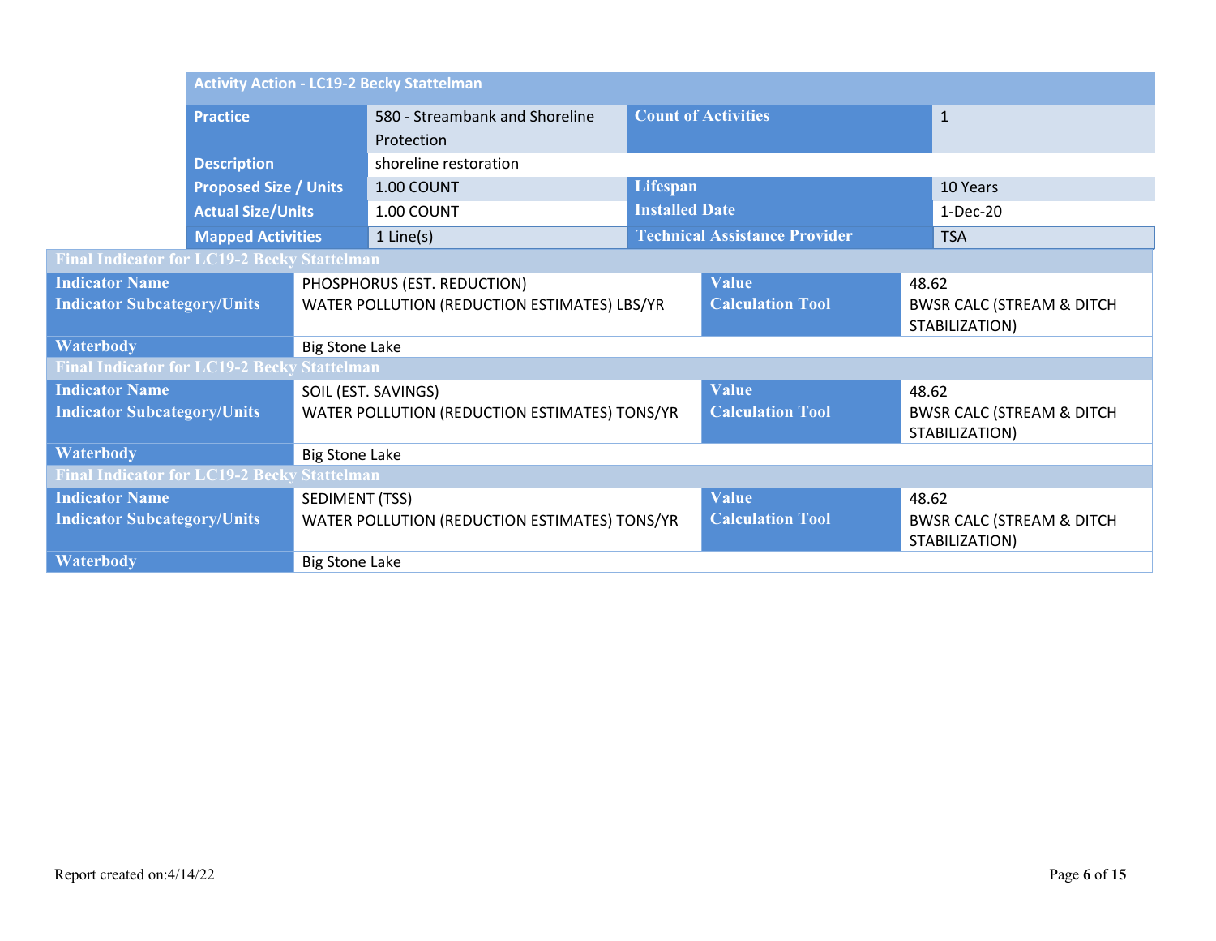| Activity Action - LC19-2 Becky Stattelman | | | |
|---|---|---|---|
| Practice | 580 - Streambank and Shoreline Protection | Count of Activities | 1 |
| Description | shoreline restoration | | |
| Proposed Size / Units | 1.00 COUNT | Lifespan | 10 Years |
| Actual Size/Units | 1.00 COUNT | Installed Date | 1-Dec-20 |
| Mapped Activities | 1 Line(s) | Technical Assistance Provider | TSA |

| Final Indicator for LC19-2 Becky Stattelman | | | |
|---|---|---|---|
| Indicator Name | PHOSPHORUS (EST. REDUCTION) | Value | 48.62 |
| Indicator Subcategory/Units | WATER POLLUTION (REDUCTION ESTIMATES) LBS/YR | Calculation Tool | BWSR CALC (STREAM & DITCH STABILIZATION) |
| Waterbody | Big Stone Lake | | |

| Final Indicator for LC19-2 Becky Stattelman | | | |
|---|---|---|---|
| Indicator Name | SOIL (EST. SAVINGS) | Value | 48.62 |
| Indicator Subcategory/Units | WATER POLLUTION (REDUCTION ESTIMATES) TONS/YR | Calculation Tool | BWSR CALC (STREAM & DITCH STABILIZATION) |
| Waterbody | Big Stone Lake | | |

| Final Indicator for LC19-2 Becky Stattelman | | | |
|---|---|---|---|
| Indicator Name | SEDIMENT (TSS) | Value | 48.62 |
| Indicator Subcategory/Units | WATER POLLUTION (REDUCTION ESTIMATES) TONS/YR | Calculation Tool | BWSR CALC (STREAM & DITCH STABILIZATION) |
| Waterbody | Big Stone Lake | | |

Report created on:4/14/22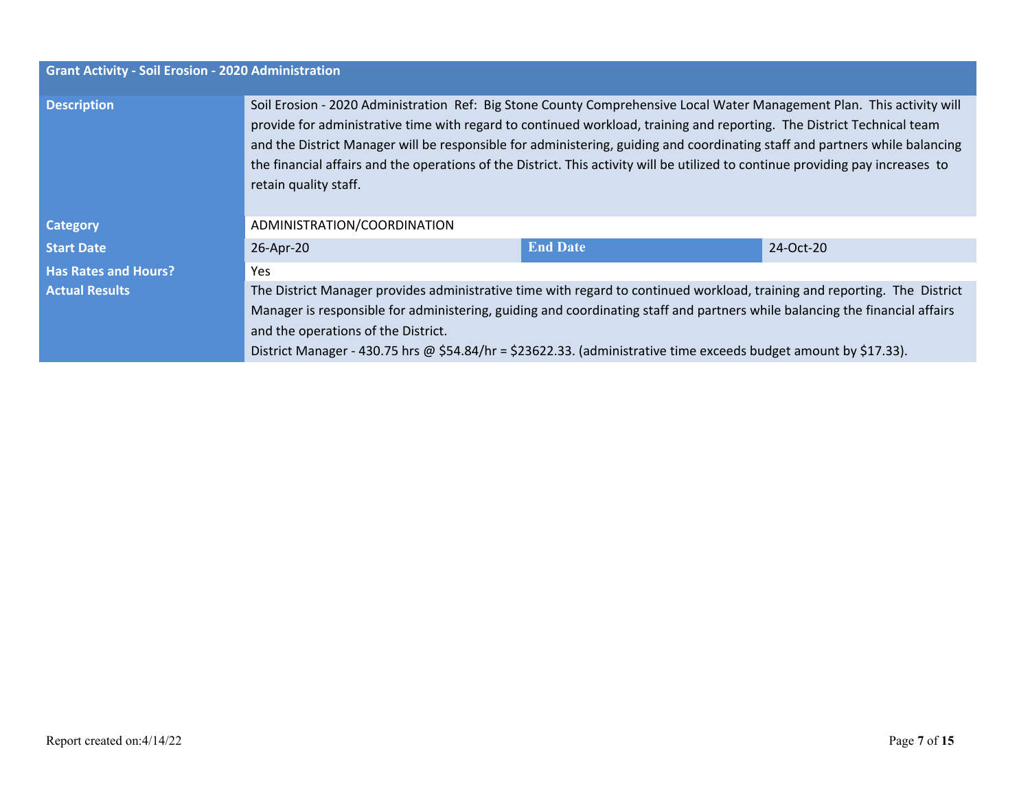| Grant Activity - Soil Erosion - 2020 Administration | | | |
|---|---|---|---|
| **Description** | Soil Erosion - 2020 Administration Ref: Big Stone County Comprehensive Local Water Management Plan. This activity will provide for administrative time with regard to continued workload, training and reporting. The District Technical team and the District Manager will be responsible for administering, guiding and coordinating staff and partners while balancing the financial affairs and the operations of the District. This activity will be utilized to continue providing pay increases to retain quality staff. | | |
| **Category** | ADMINISTRATION/COORDINATION | | |
| **Start Date** | 26-Apr-20 | **End Date** | 24-Oct-20 |
| **Has Rates and Hours?** | Yes | | |
| **Actual Results** | The District Manager provides administrative time with regard to continued workload, training and reporting. The District Manager is responsible for administering, guiding and coordinating staff and partners while balancing the financial affairs and the operations of the District.<br>District Manager - 430.75 hrs @ $54.84/hr = $23622.33. (administrative time exceeds budget amount by $17.33). | | |

Report created on:4/14/22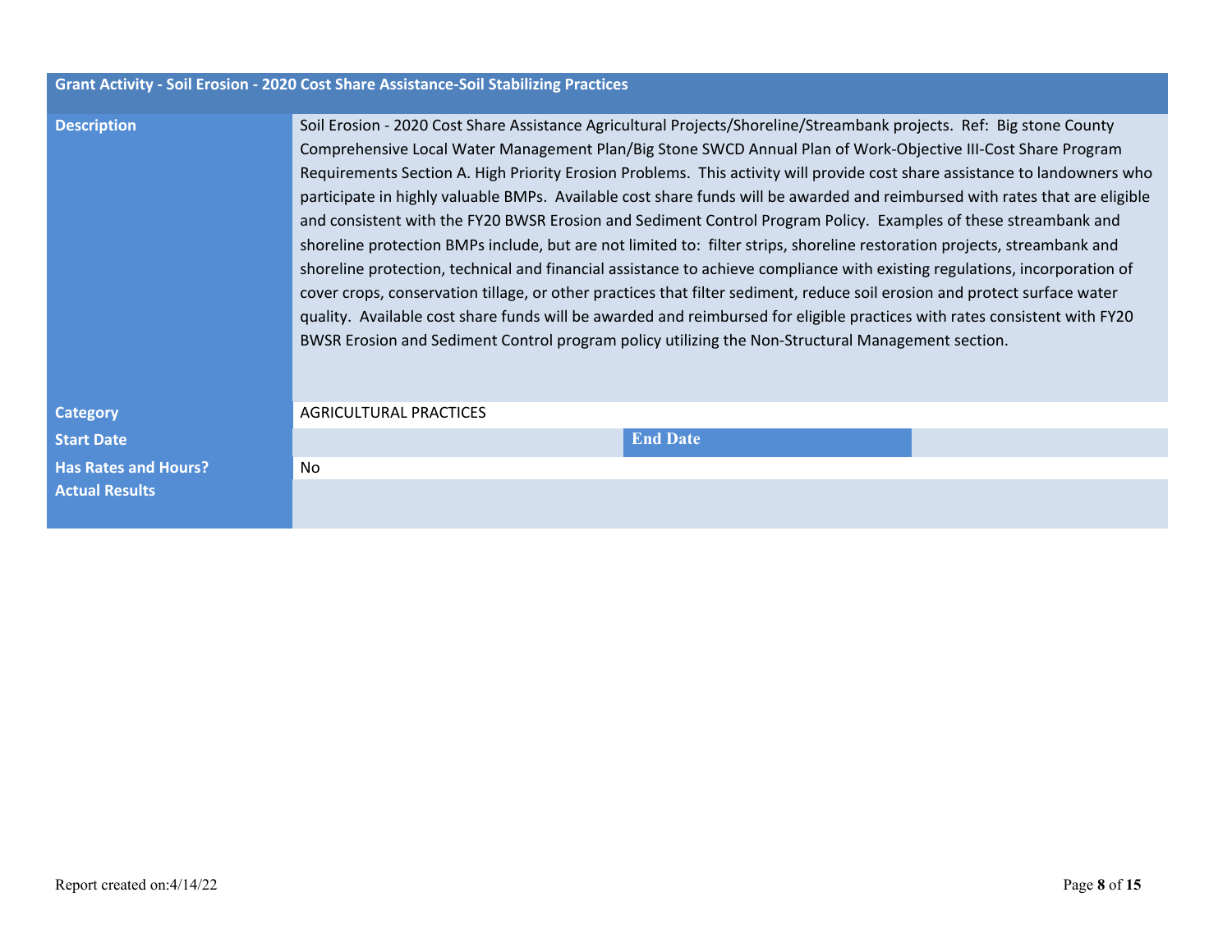## Grant Activity - Soil Erosion - 2020 Cost Share Assistance-Soil Stabilizing Practices

| | |
|---|---|
| **Description** | Soil Erosion - 2020 Cost Share Assistance Agricultural Projects/Shoreline/Streambank projects. Ref: Big stone County Comprehensive Local Water Management Plan/Big Stone SWCD Annual Plan of Work-Objective III-Cost Share Program Requirements Section A. High Priority Erosion Problems. This activity will provide cost share assistance to landowners who participate in highly valuable BMPs. Available cost share funds will be awarded and reimbursed with rates that are eligible and consistent with the FY20 BWSR Erosion and Sediment Control Program Policy. Examples of these streambank and shoreline protection BMPs include, but are not limited to: filter strips, shoreline restoration projects, streambank and shoreline protection, technical and financial assistance to achieve compliance with existing regulations, incorporation of cover crops, conservation tillage, or other practices that filter sediment, reduce soil erosion and protect surface water quality. Available cost share funds will be awarded and reimbursed for eligible practices with rates consistent with FY20 BWSR Erosion and Sediment Control program policy utilizing the Non-Structural Management section. |
| **Category** | AGRICULTURAL PRACTICES |
| **Start Date** | |
| **End Date** | |
| **Has Rates and Hours?** | No |
| **Actual Results** | |

Report created on:4/14/22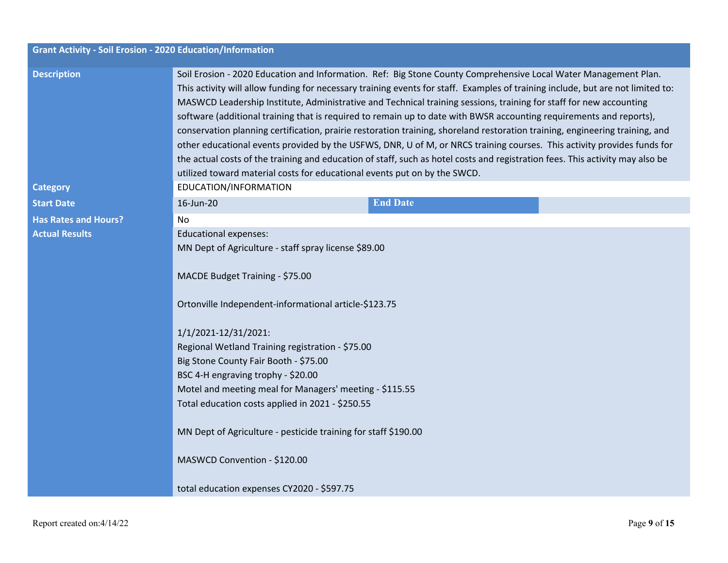## Grant Activity - Soil Erosion - 2020 Education/Information

| | | | |
|---|---|---|---|
| **Description** | Soil Erosion - 2020 Education and Information. Ref: Big Stone County Comprehensive Local Water Management Plan. This activity will allow funding for necessary training events for staff. Examples of training include, but are not limited to: MASWCD Leadership Institute, Administrative and Technical training sessions, training for staff for new accounting software (additional training that is required to remain up to date with BWSR accounting requirements and reports), conservation planning certification, prairie restoration training, shoreland restoration training, engineering training, and other educational events provided by the USFWS, DNR, U of M, or NRCS training courses. This activity provides funds for the actual costs of the training and education of staff, such as hotel costs and registration fees. This activity may also be utilized toward material costs for educational events put on by the SWCD. | | |
| **Category** | EDUCATION/INFORMATION | | |
| **Start Date** | 16-Jun-20 | **End Date** | |
| **Has Rates and Hours?** | No | | |
| **Actual Results** | Educational expenses:<br>MN Dept of Agriculture - staff spray license $89.00<br><br>MACDE Budget Training - $75.00<br><br>Ortonville Independent-informational article-$123.75<br><br>1/1/2021-12/31/2021:<br>Regional Wetland Training registration - $75.00<br>Big Stone County Fair Booth - $75.00<br>BSC 4-H engraving trophy - $20.00<br>Motel and meeting meal for Managers' meeting - $115.55<br>Total education costs applied in 2021 - $250.55<br><br>MN Dept of Agriculture - pesticide training for staff $190.00<br><br>MASWCD Convention - $120.00<br><br>total education expenses CY2020 - $597.75 | | |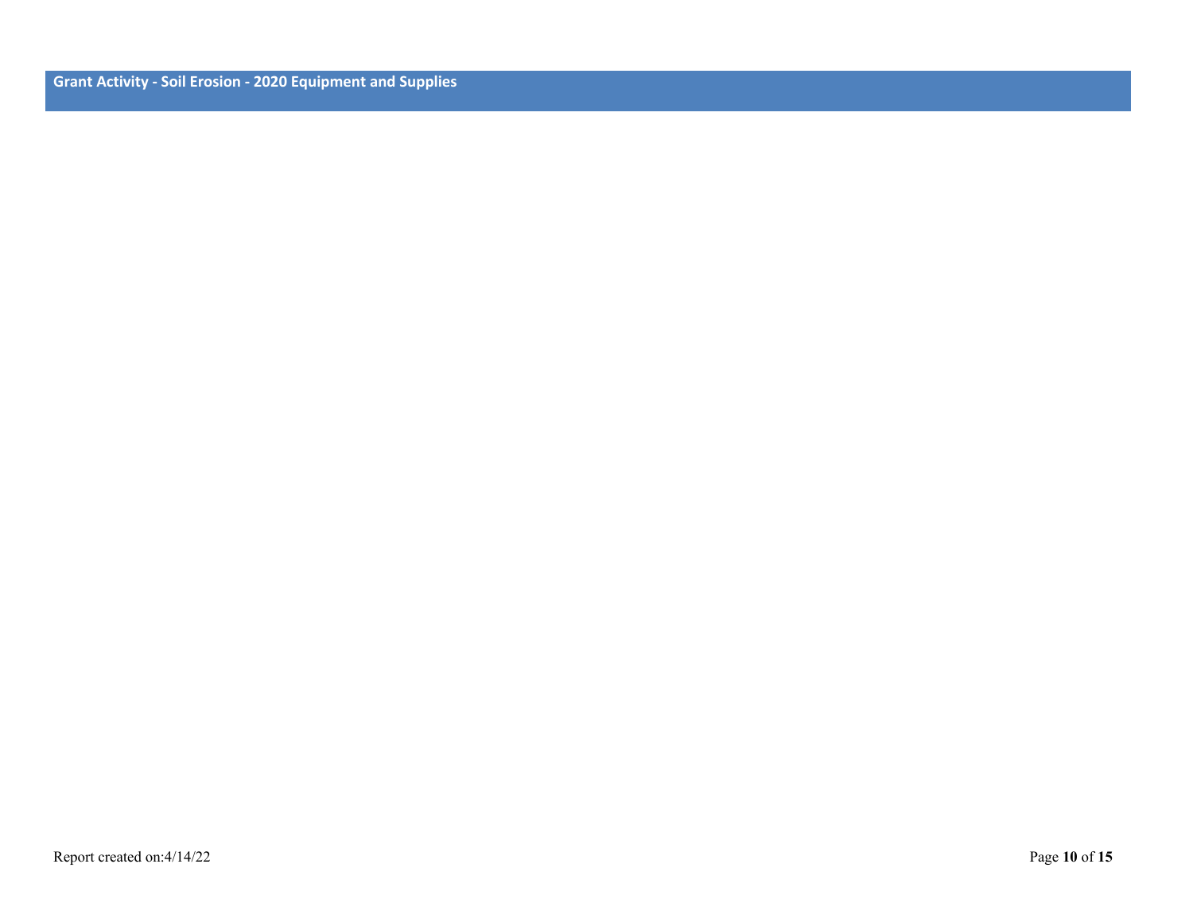## Grant Activity - Soil Erosion - 2020 Equipment and Supplies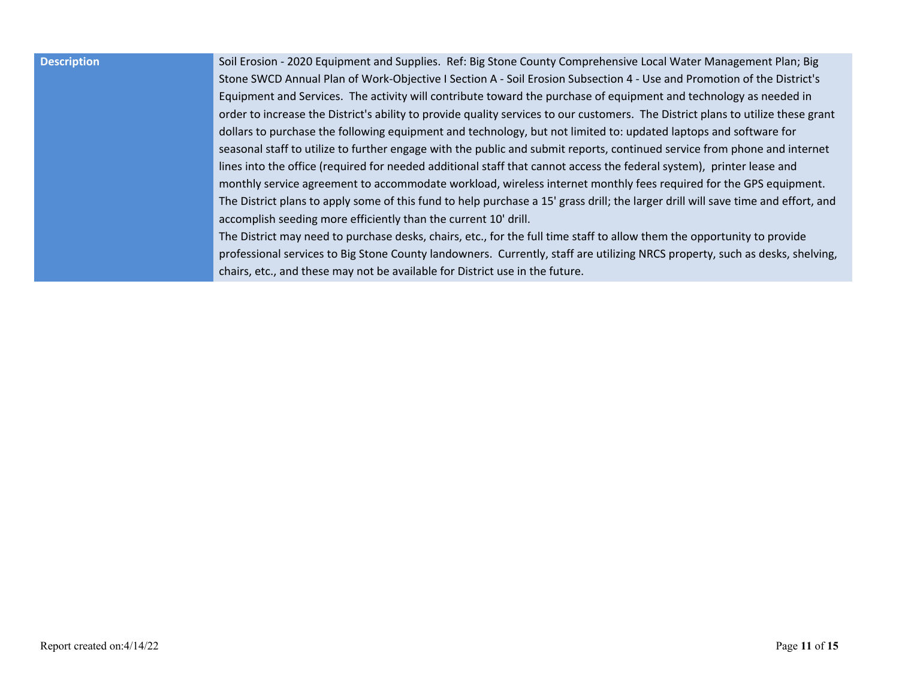| Description | Soil Erosion - 2020 Equipment and Supplies. Ref: Big Stone County Comprehensive Local Water Management Plan; Big Stone SWCD Annual Plan of Work-Objective I Section A - Soil Erosion Subsection 4 - Use and Promotion of the District's Equipment and Services. The activity will contribute toward the purchase of equipment and technology as needed in order to increase the District's ability to provide quality services to our customers. The District plans to utilize these grant dollars to purchase the following equipment and technology, but not limited to: updated laptops and software for seasonal staff to utilize to further engage with the public and submit reports, continued service from phone and internet lines into the office (required for needed additional staff that cannot access the federal system), printer lease and monthly service agreement to accommodate workload, wireless internet monthly fees required for the GPS equipment. The District plans to apply some of this fund to help purchase a 15' grass drill; the larger drill will save time and effort, and accomplish seeding more efficiently than the current 10' drill.<br>The District may need to purchase desks, chairs, etc., for the full time staff to allow them the opportunity to provide professional services to Big Stone County landowners. Currently, staff are utilizing NRCS property, such as desks, shelving, chairs, etc., and these may not be available for District use in the future. |
|---|---|

Report created on:4/14/22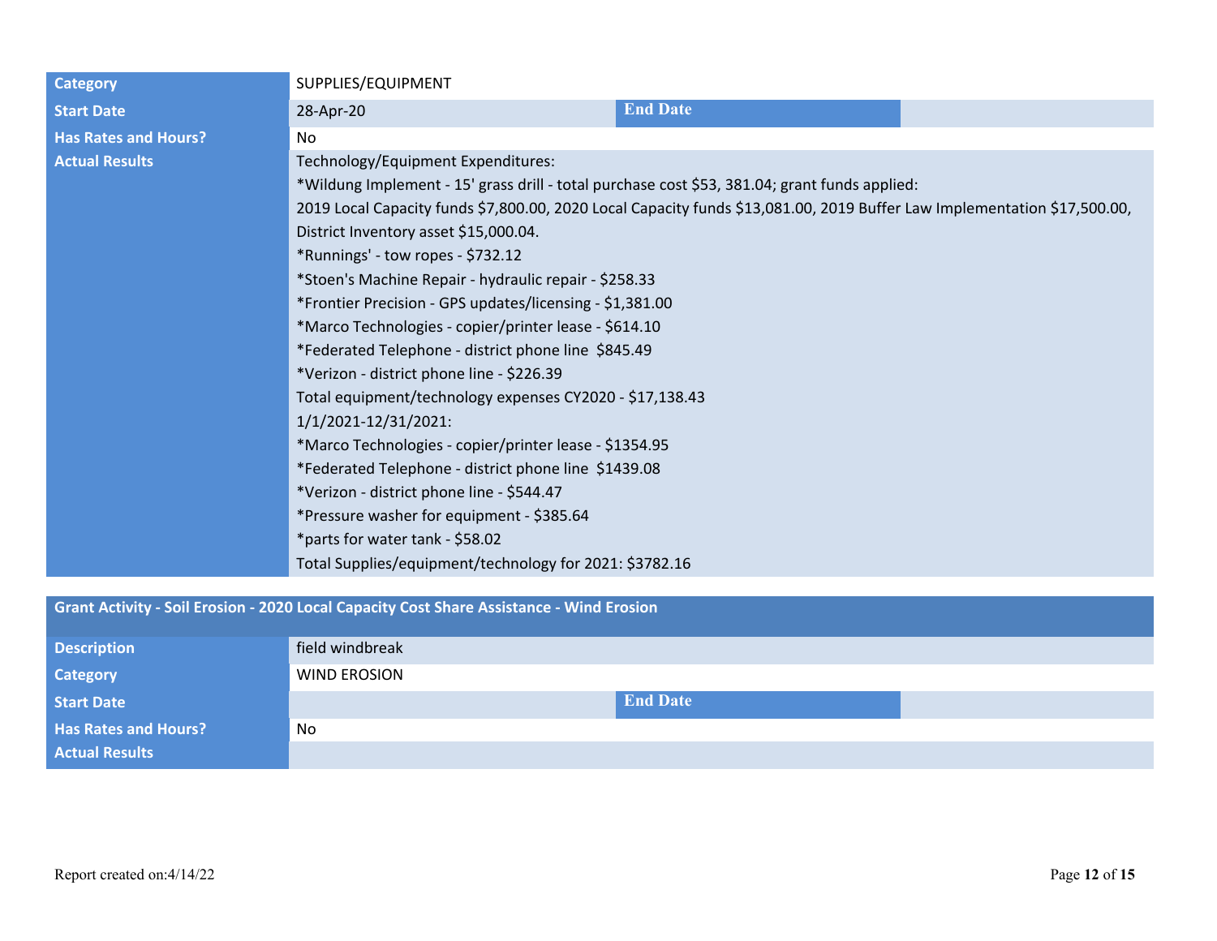| Category | SUPPLIES/EQUIPMENT | | |
|---|---|---|---|
| Start Date | 28-Apr-20 | End Date | |
| Has Rates and Hours? | No | | |
| Actual Results | Technology/Equipment Expenditures:<br>*Wildung Implement - 15' grass drill - total purchase cost $53, 381.04; grant funds applied:<br>2019 Local Capacity funds $7,800.00, 2020 Local Capacity funds $13,081.00, 2019 Buffer Law Implementation $17,500.00, District Inventory asset $15,000.04.<br>*Runnings' - tow ropes - $732.12<br>*Stoen's Machine Repair - hydraulic repair - $258.33<br>*Frontier Precision - GPS updates/licensing - $1,381.00<br>*Marco Technologies - copier/printer lease - $614.10<br>*Federated Telephone - district phone line $845.49<br>*Verizon - district phone line - $226.39<br>Total equipment/technology expenses CY2020 - $17,138.43<br>1/1/2021-12/31/2021:<br>*Marco Technologies - copier/printer lease - $1354.95<br>*Federated Telephone - district phone line $1439.08<br>*Verizon - district phone line - $544.47<br>*Pressure washer for equipment - $385.64<br>*parts for water tank - $58.02<br>Total Supplies/equipment/technology for 2021: $3782.16 | | |

| Grant Activity - Soil Erosion - 2020 Local Capacity Cost Share Assistance - Wind Erosion | | | |
|---|---|---|---|
| Description | field windbreak | | |
| Category | WIND EROSION | | |
| Start Date | | End Date | |
| Has Rates and Hours? | No | | |
| Actual Results | | | |

Report created on:4/14/22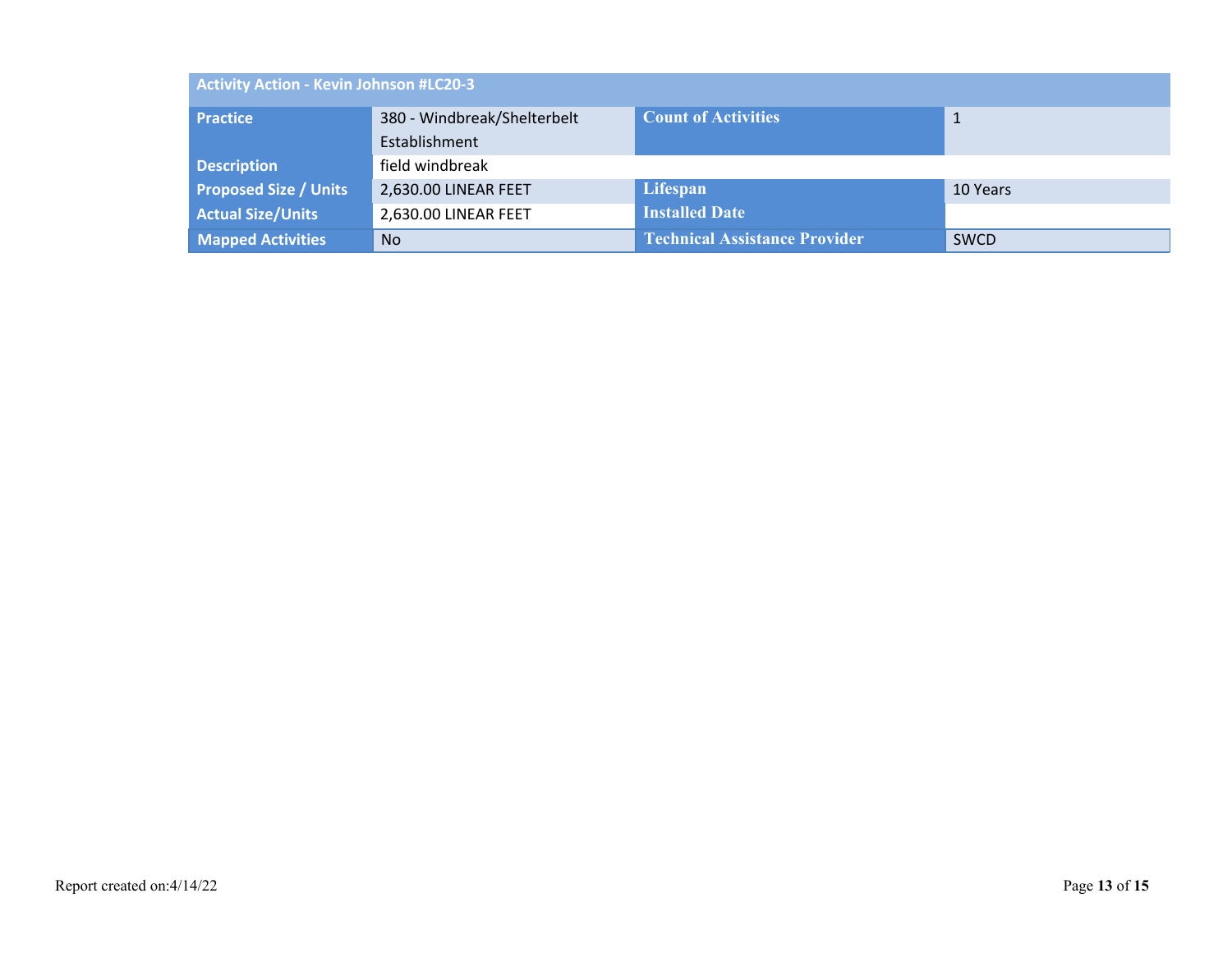| Activity Action - Kevin Johnson #LC20-3 | | | |
|---|---|---|---|
| **Practice** | 380 - Windbreak/Shelterbelt Establishment | **Count of Activities** | 1 |
| **Description** | field windbreak | | |
| **Proposed Size / Units** | 2,630.00 LINEAR FEET | **Lifespan** | 10 Years |
| **Actual Size/Units** | 2,630.00 LINEAR FEET | **Installed Date** | |
| **Mapped Activities** | No | **Technical Assistance Provider** | SWCD |

Report created on:4/14/22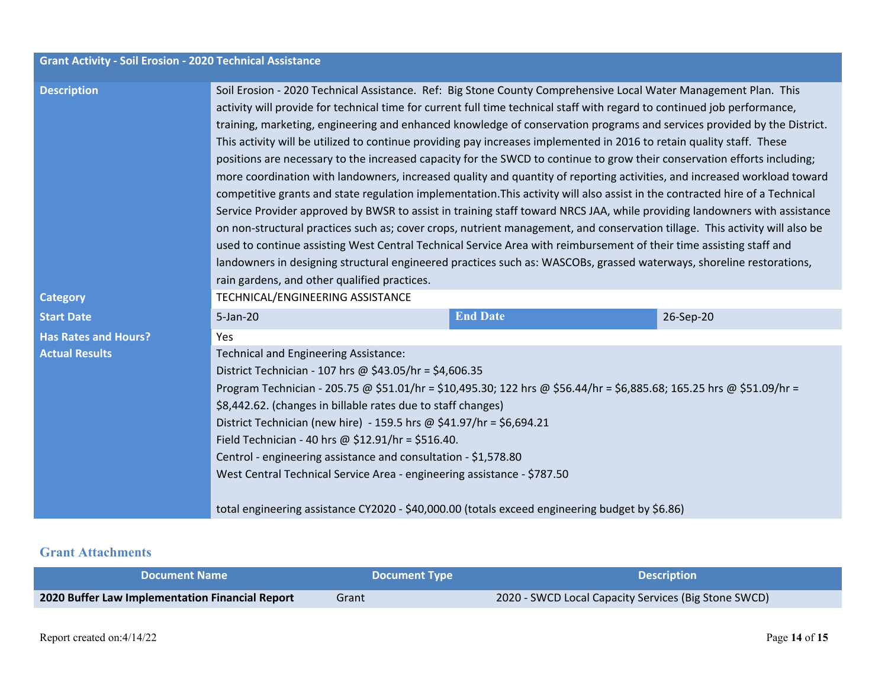| Grant Activity - Soil Erosion - 2020 Technical Assistance | | | |
| --- | --- | --- | --- |
| **Description** | Soil Erosion - 2020 Technical Assistance. Ref: Big Stone County Comprehensive Local Water Management Plan. This activity will provide for technical time for current full time technical staff with regard to continued job performance, training, marketing, engineering and enhanced knowledge of conservation programs and services provided by the District. This activity will be utilized to continue providing pay increases implemented in 2016 to retain quality staff. These positions are necessary to the increased capacity for the SWCD to continue to grow their conservation efforts including; more coordination with landowners, increased quality and quantity of reporting activities, and increased workload toward competitive grants and state regulation implementation.This activity will also assist in the contracted hire of a Technical Service Provider approved by BWSR to assist in training staff toward NRCS JAA, while providing landowners with assistance on non-structural practices such as; cover crops, nutrient management, and conservation tillage. This activity will also be used to continue assisting West Central Technical Service Area with reimbursement of their time assisting staff and landowners in designing structural engineered practices such as: WASCOBs, grassed waterways, shoreline restorations, rain gardens, and other qualified practices. | | |
| **Category** | TECHNICAL/ENGINEERING ASSISTANCE | | |
| **Start Date** | 5-Jan-20 | **End Date** | 26-Sep-20 |
| **Has Rates and Hours?** | Yes | | |
| **Actual Results** | Technical and Engineering Assistance:<br>District Technician - 107 hrs @ $43.05/hr = $4,606.35<br>Program Technician - 205.75 @ $51.01/hr = $10,495.30; 122 hrs @ $56.44/hr = $6,885.68; 165.25 hrs @ $51.09/hr = $8,442.62. (changes in billable rates due to staff changes)<br>District Technician (new hire) - 159.5 hrs @ $41.97/hr = $6,694.21<br>Field Technician - 40 hrs @ $12.91/hr = $516.40.<br>Centrol - engineering assistance and consultation - $1,578.80<br>West Central Technical Service Area - engineering assistance - $787.50<br><br>total engineering assistance CY2020 - $40,000.00 (totals exceed engineering budget by $6.86) | | |

## Grant Attachments

| Document Name | Document Type | Description |
| --- | --- | --- |
| **2020 Buffer Law Implementation Financial Report** | Grant | 2020 - SWCD Local Capacity Services (Big Stone SWCD) |

Report created on:4/14/22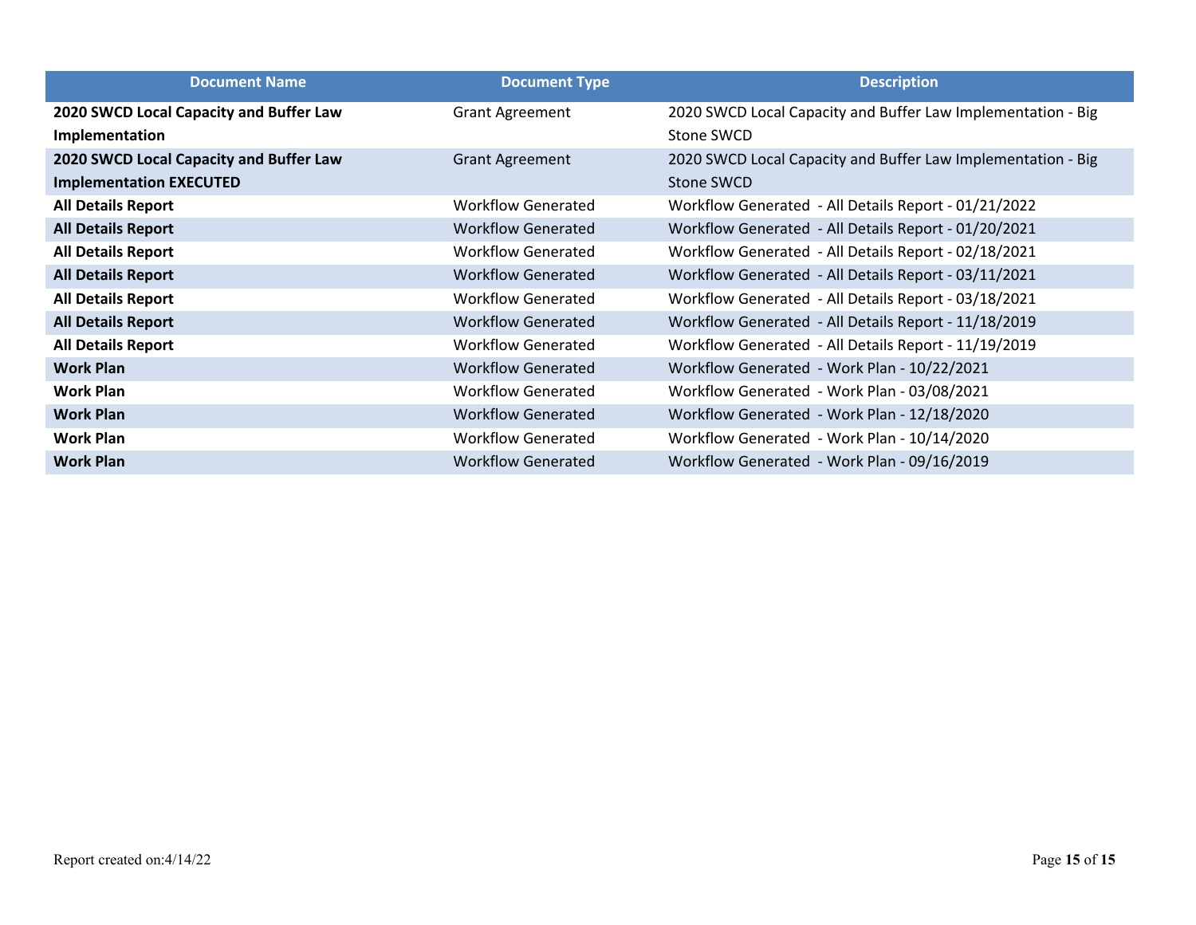| Document Name | Document Type | Description |
| --- | --- | --- |
| **2020 SWCD Local Capacity and Buffer Law Implementation** | Grant Agreement | 2020 SWCD Local Capacity and Buffer Law Implementation - Big Stone SWCD |
| **2020 SWCD Local Capacity and Buffer Law Implementation EXECUTED** | Grant Agreement | 2020 SWCD Local Capacity and Buffer Law Implementation - Big Stone SWCD |
| **All Details Report** | Workflow Generated | Workflow Generated - All Details Report - 01/21/2022 |
| **All Details Report** | Workflow Generated | Workflow Generated - All Details Report - 01/20/2021 |
| **All Details Report** | Workflow Generated | Workflow Generated - All Details Report - 02/18/2021 |
| **All Details Report** | Workflow Generated | Workflow Generated - All Details Report - 03/11/2021 |
| **All Details Report** | Workflow Generated | Workflow Generated - All Details Report - 03/18/2021 |
| **All Details Report** | Workflow Generated | Workflow Generated - All Details Report - 11/18/2019 |
| **All Details Report** | Workflow Generated | Workflow Generated - All Details Report - 11/19/2019 |
| **Work Plan** | Workflow Generated | Workflow Generated - Work Plan - 10/22/2021 |
| **Work Plan** | Workflow Generated | Workflow Generated - Work Plan - 03/08/2021 |
| **Work Plan** | Workflow Generated | Workflow Generated - Work Plan - 12/18/2020 |
| **Work Plan** | Workflow Generated | Workflow Generated - Work Plan - 10/14/2020 |
| **Work Plan** | Workflow Generated | Workflow Generated - Work Plan - 09/16/2019 |

Report created on:4/14/22